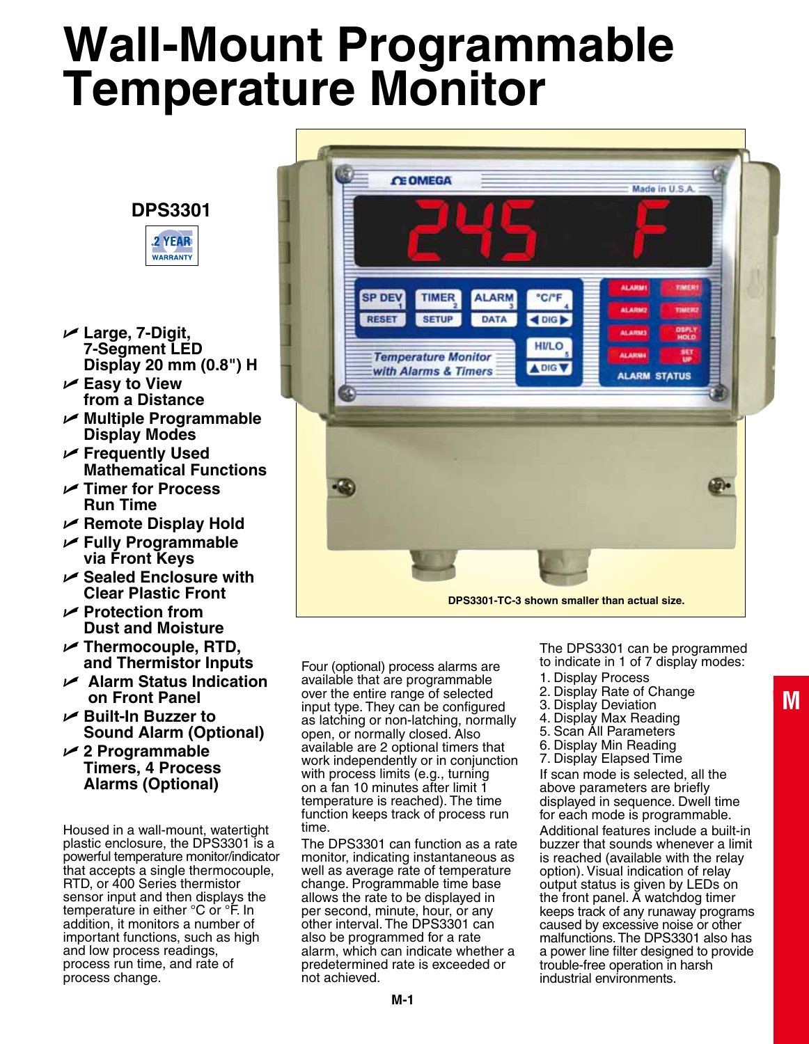# Wall-Mount Programmable Temperature Monitor

**DPS3301**

2 YEAR WARRANTY

- **Large, 7-Digit, 7-Segment LED Display 20 mm (0.8") H**
- **Easy to View from a Distance**
- **Multiple Programmable Display Modes**
- **Frequently Used Mathematical Functions**
- **Timer for Process Run Time**
- **Remote Display Hold**
- **Fully Programmable via Front Keys**
- **Sealed Enclosure with Clear Plastic Front**
- **Protection from Dust and Moisture**
- **Thermocouple, RTD, and Thermistor Inputs**
- **Alarm Status Indication on Front Panel**
- **Built-In Buzzer to Sound Alarm (Optional)**
- **2 Programmable Timers, 4 Process Alarms (Optional)**

**DPS3301-TC-3 shown smaller than actual size.**

Housed in a wall-mount, watertight plastic enclosure, the DPS3301 is a powerful temperature monitor/indicator that accepts a single thermocouple, RTD, or 400 Series thermistor sensor input and then displays the temperature in either °C or °F. In addition, it monitors a number of important functions, such as high and low process readings, process run time, and rate of process change.

Four (optional) process alarms are available that are programmable over the entire range of selected input type. They can be configured as latching or non-latching, normally open, or normally closed. Also available are 2 optional timers that work independently or in conjunction with process limits (e.g., turning on a fan 10 minutes after limit 1 temperature is reached). The time function keeps track of process run time.

The DPS3301 can function as a rate monitor, indicating instantaneous as well as average rate of temperature change. Programmable time base allows the rate to be displayed in per second, minute, hour, or any other interval. The DPS3301 can also be programmed for a rate alarm, which can indicate whether a predetermined rate is exceeded or not achieved.

The DPS3301 can be programmed to indicate in 1 of 7 display modes:

1. Display Process
2. Display Rate of Change
3. Display Deviation
4. Display Max Reading
5. Scan All Parameters
6. Display Min Reading
7. Display Elapsed Time

If scan mode is selected, all the above parameters are briefly displayed in sequence. Dwell time for each mode is programmable.

Additional features include a built-in buzzer that sounds whenever a limit is reached (available with the relay option). Visual indication of relay output status is given by LEDs on the front panel. A watchdog timer keeps track of any runaway programs caused by excessive noise or other malfunctions. The DPS3301 also has a power line filter designed to provide trouble-free operation in harsh industrial environments.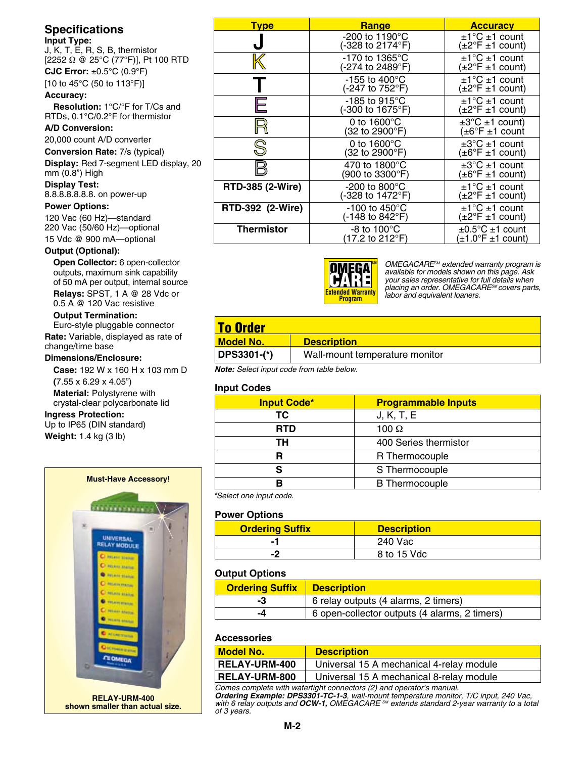## Specifications

**Input Type:**
J, K, T, E, R, S, B, thermistor [2252 Ω @ 25°C (77°F)], Pt 100 RTD

**CJC Error:** ±0.5°C (0.9°F) [10 to 45°C (50 to 113°F)]

**Accuracy:**

**Resolution:** 1°C/°F for T/Cs and RTDs, 0.1°C/0.2°F for thermistor

**A/D Conversion:**
20,000 count A/D converter

**Conversion Rate:** 7/s (typical)

**Display:** Red 7-segment LED display, 20 mm (0.8") High

**Display Test:**
8.8.8.8.8.8.8. on power-up

**Power Options:**
120 Vac (60 Hz)—standard
220 Vac (50/60 Hz)—optional
15 Vdc @ 900 mA—optional

**Output (Optional):**

**Open Collector:** 6 open-collector outputs, maximum sink capability of 50 mA per output, internal source

**Relays:** SPST, 1 A @ 28 Vdc or 0.5 A @ 120 Vac resistive

**Output Termination:**
Euro-style pluggable connector

**Rate:** Variable, displayed as rate of change/time base

**Dimensions/Enclosure:**

**Case:** 192 W x 160 H x 103 mm D (7.55 x 6.29 x 4.05")

**Material:** Polystyrene with crystal-clear polycarbonate lid

**Ingress Protection:**
Up to IP65 (DIN standard)

**Weight:** 1.4 kg (3 lb)

| Type | Range | Accuracy |
|---|---|---|
| J | -200 to 1190°C (-328 to 2174°F) | ±1°C ±1 count (±2°F ±1 count) |
| K | -170 to 1365°C (-274 to 2489°F) | ±1°C ±1 count (±2°F ±1 count) |
| T | -155 to 400°C (-247 to 752°F) | ±1°C ±1 count (±2°F ±1 count) |
| E | -185 to 915°C (-300 to 1675°F) | ±1°C ±1 count (±2°F ±1 count) |
| R | 0 to 1600°C (32 to 2900°F) | ±3°C ±1 count) (±6°F ±1 count |
| S | 0 to 1600°C (32 to 2900°F) | ±3°C ±1 count (±6°F ±1 count) |
| B | 470 to 1800°C (900 to 3300°F) | ±3°C ±1 count (±6°F ±1 count) |
| RTD-385 (2-Wire) | -200 to 800°C (-328 to 1472°F) | ±1°C ±1 count (±2°F ±1 count) |
| RTD-392 (2-Wire) | -100 to 450°C (-148 to 842°F) | ±1°C ±1 count (±2°F ±1 count) |
| Thermistor | -8 to 100°C (17.2 to 212°F) | ±0.5°C ±1 count (±1.0°F ±1 count) |

OMEGA CARE Extended Warranty Program

*OMEGACARE℠ extended warranty program is available for models shown on this page. Ask your sales representative for full details when placing an order. OMEGACARE℠ covers parts, labor and equivalent loaners.*

**Must-Have Accessory!**

**RELAY-URM-400 shown smaller than actual size.**

## To Order

| Model No. | Description |
|---|---|
| DPS3301-(*) | Wall-mount temperature monitor |

***Note:*** *Select input code from table below.*

### Input Codes

| Input Code* | Programmable Inputs |
|---|---|
| TC | J, K, T, E |
| RTD | 100 Ω |
| TH | 400 Series thermistor |
| R | R Thermocouple |
| S | S Thermocouple |
| B | B Thermocouple |

*\*Select one input code.*

### Power Options

| Ordering Suffix | Description |
|---|---|
| -1 | 240 Vac |
| -2 | 8 to 15 Vdc |

### Output Options

| Ordering Suffix | Description |
|---|---|
| -3 | 6 relay outputs (4 alarms, 2 timers) |
| -4 | 6 open-collector outputs (4 alarms, 2 timers) |

### Accessories

| Model No. | Description |
|---|---|
| RELAY-URM-400 | Universal 15 A mechanical 4-relay module |
| RELAY-URM-800 | Universal 15 A mechanical 8-relay module |

*Comes complete with watertight connectors (2) and operator's manual.*
***Ordering Example: DPS3301-TC-1-3****, wall-mount temperature monitor, T/C input, 240 Vac, with 6 relay outputs and* ***OCW-1,*** *OMEGACARE℠ extends standard 2-year warranty to a total of 3 years.*